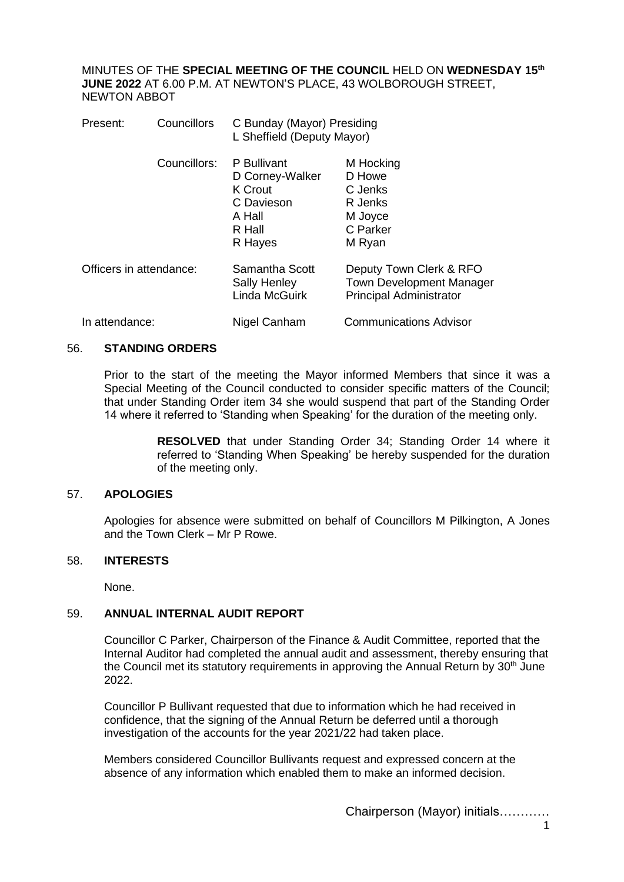MINUTES OF THE **SPECIAL MEETING OF THE COUNCIL** HELD ON **WEDNESDAY 15th JUNE 2022** AT 6.00 P.M. AT NEWTON'S PLACE, 43 WOLBOROUGH STREET, NEWTON ABBOT

| | | | |
|---|---|---|---|
| Present: | Councillors | C Bunday (Mayor) Presiding<br>L Sheffield (Deputy Mayor) | |
| | Councillors: | P Bullivant<br>D Corney-Walker<br>K Crout<br>C Davieson<br>A Hall<br>R Hall<br>R Hayes | M Hocking<br>D Howe<br>C Jenks<br>R Jenks<br>M Joyce<br>C Parker<br>M Ryan |
| Officers in attendance: | | Samantha Scott<br>Sally Henley<br>Linda McGuirk | Deputy Town Clerk & RFO<br>Town Development Manager<br>Principal Administrator |
| In attendance: | | Nigel Canham | Communications Advisor |

## 56. STANDING ORDERS

Prior to the start of the meeting the Mayor informed Members that since it was a Special Meeting of the Council conducted to consider specific matters of the Council; that under Standing Order item 34 she would suspend that part of the Standing Order 14 where it referred to 'Standing when Speaking' for the duration of the meeting only.

> **RESOLVED** that under Standing Order 34; Standing Order 14 where it referred to 'Standing When Speaking' be hereby suspended for the duration of the meeting only.

## 57. APOLOGIES

Apologies for absence were submitted on behalf of Councillors M Pilkington, A Jones and the Town Clerk – Mr P Rowe.

## 58. INTERESTS

None.

## 59. ANNUAL INTERNAL AUDIT REPORT

Councillor C Parker, Chairperson of the Finance & Audit Committee, reported that the Internal Auditor had completed the annual audit and assessment, thereby ensuring that the Council met its statutory requirements in approving the Annual Return by 30th June 2022.

Councillor P Bullivant requested that due to information which he had received in confidence, that the signing of the Annual Return be deferred until a thorough investigation of the accounts for the year 2021/22 had taken place.

Members considered Councillor Bullivants request and expressed concern at the absence of any information which enabled them to make an informed decision.

Chairperson (Mayor) initials…………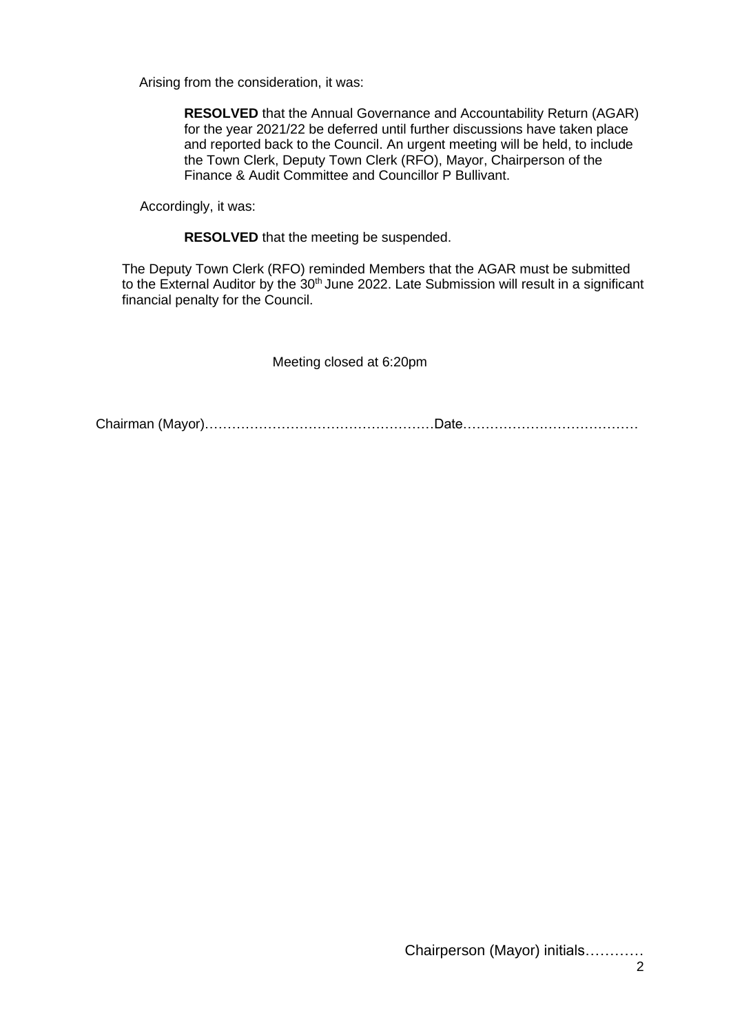Arising from the consideration, it was:

> **RESOLVED** that the Annual Governance and Accountability Return (AGAR) for the year 2021/22 be deferred until further discussions have taken place and reported back to the Council. An urgent meeting will be held, to include the Town Clerk, Deputy Town Clerk (RFO), Mayor, Chairperson of the Finance & Audit Committee and Councillor P Bullivant.

Accordingly, it was:

> **RESOLVED** that the meeting be suspended.

The Deputy Town Clerk (RFO) reminded Members that the AGAR must be submitted to the External Auditor by the 30th June 2022. Late Submission will result in a significant financial penalty for the Council.

Meeting closed at 6:20pm

Chairman (Mayor)……………………………………………Date…………………………………

Chairperson (Mayor) initials…………